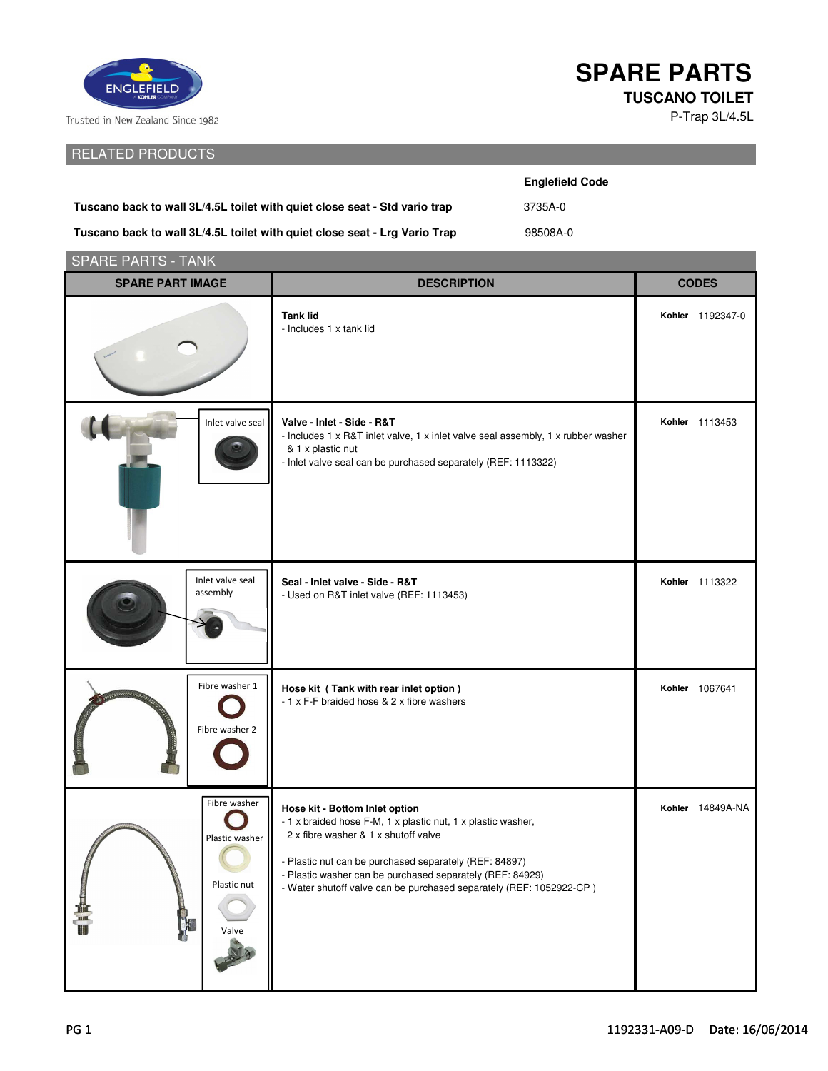Trusted in New Zealand Since 1982

# SPARE PARTS

## TUSCANO TOILET

P-Trap 3L/4.5L

## RELATED PRODUCTS

| | Englefield Code |
|---|---|
| **Tuscano back to wall 3L/4.5L toilet with quiet close seat - Std vario trap** | 3735A-0 |
| **Tuscano back to wall 3L/4.5L toilet with quiet close seat - Lrg Vario Trap** | 98508A-0 |

## SPARE PARTS - TANK

| SPARE PART IMAGE | DESCRIPTION | CODES |
|---|---|---|
| | **Tank lid**<br>- Includes 1 x tank lid | **Kohler** 1192347-0 |
| Inlet valve seal | **Valve - Inlet - Side - R&T**<br>- Includes 1 x R&T inlet valve, 1 x inlet valve seal assembly, 1 x rubber washer & 1 x plastic nut<br>- Inlet valve seal can be purchased separately (REF: 1113322) | **Kohler** 1113453 |
| Inlet valve seal assembly | **Seal - Inlet valve - Side - R&T**<br>- Used on R&T inlet valve (REF: 1113453) | **Kohler** 1113322 |
| Fibre washer 1<br>Fibre washer 2 | **Hose kit ( Tank with rear inlet option )**<br>- 1 x F-F braided hose & 2 x fibre washers | **Kohler** 1067641 |
| Fibre washer<br>Plastic washer<br>Plastic nut<br>Valve | **Hose kit - Bottom Inlet option**<br>- 1 x braided hose F-M, 1 x plastic nut, 1 x plastic washer, 2 x fibre washer & 1 x shutoff valve<br><br>- Plastic nut can be purchased separately (REF: 84897)<br>- Plastic washer can be purchased separately (REF: 84929)<br>- Water shutoff valve can be purchased separately (REF: 1052922-CP ) | **Kohler** 14849A-NA |

1192331-A09-D Date: 16/06/2014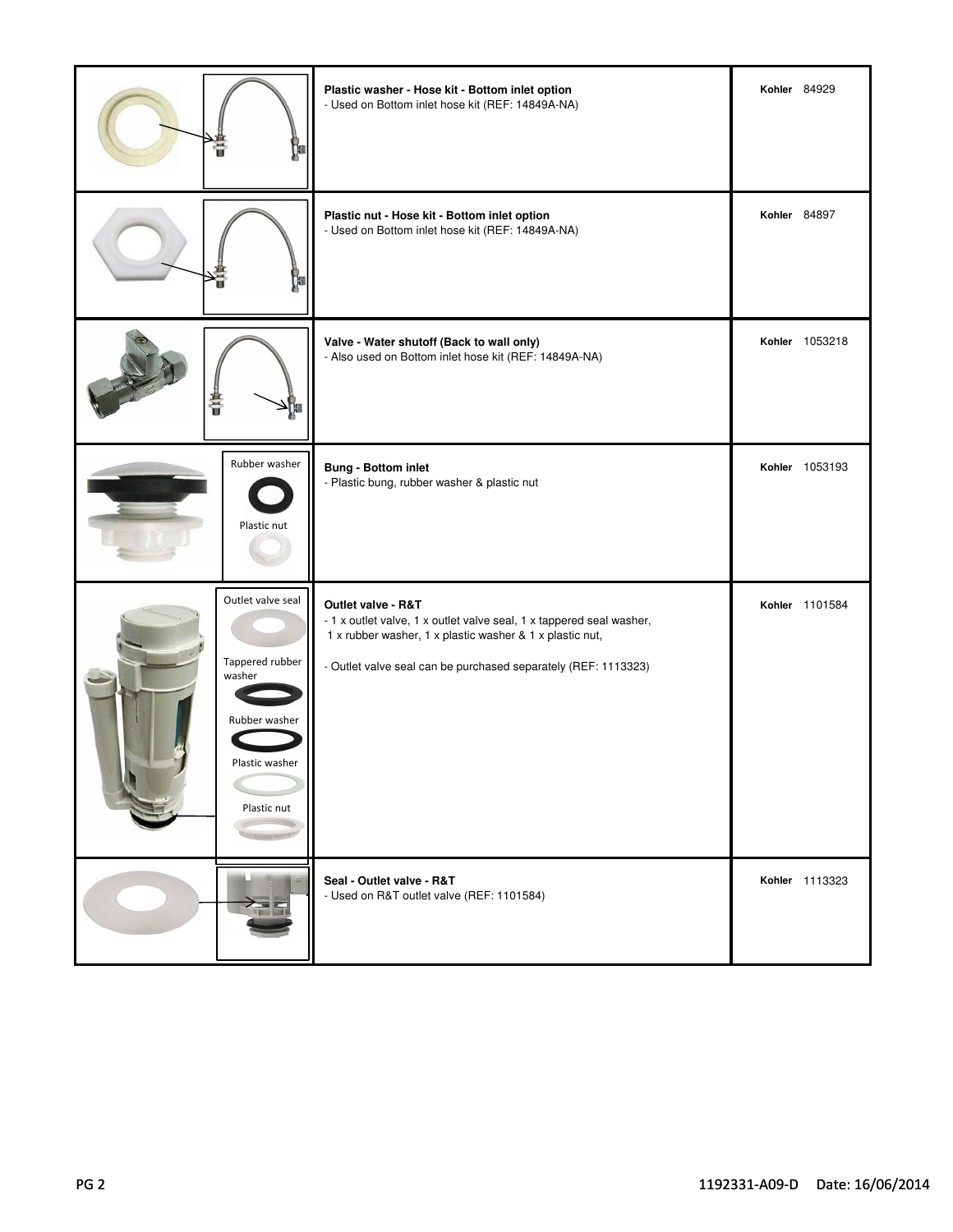| Image | Description | Part No. |
|---|---|---|
| | **Plastic washer - Hose kit - Bottom inlet option**<br>- Used on Bottom inlet hose kit (REF: 14849A-NA) | Kohler 84929 |
| | **Plastic nut - Hose kit - Bottom inlet option**<br>- Used on Bottom inlet hose kit (REF: 14849A-NA) | Kohler 84897 |
| | **Valve - Water shutoff (Back to wall only)**<br>- Also used on Bottom inlet hose kit (REF: 14849A-NA) | Kohler 1053218 |
| Rubber washer<br>Plastic nut | **Bung - Bottom inlet**<br>- Plastic bung, rubber washer & plastic nut | Kohler 1053193 |
| Outlet valve seal<br>Tappered rubber washer<br>Rubber washer<br>Plastic washer<br>Plastic nut | **Outlet valve - R&T**<br>- 1 x outlet valve, 1 x outlet valve seal, 1 x tappered seal washer, 1 x rubber washer, 1 x plastic washer & 1 x plastic nut,<br><br>- Outlet valve seal can be purchased separately (REF: 1113323) | Kohler 1101584 |
| | **Seal - Outlet valve - R&T**<br>- Used on R&T outlet valve (REF: 1101584) | Kohler 1113323 |

1192331-A09-D Date: 16/06/2014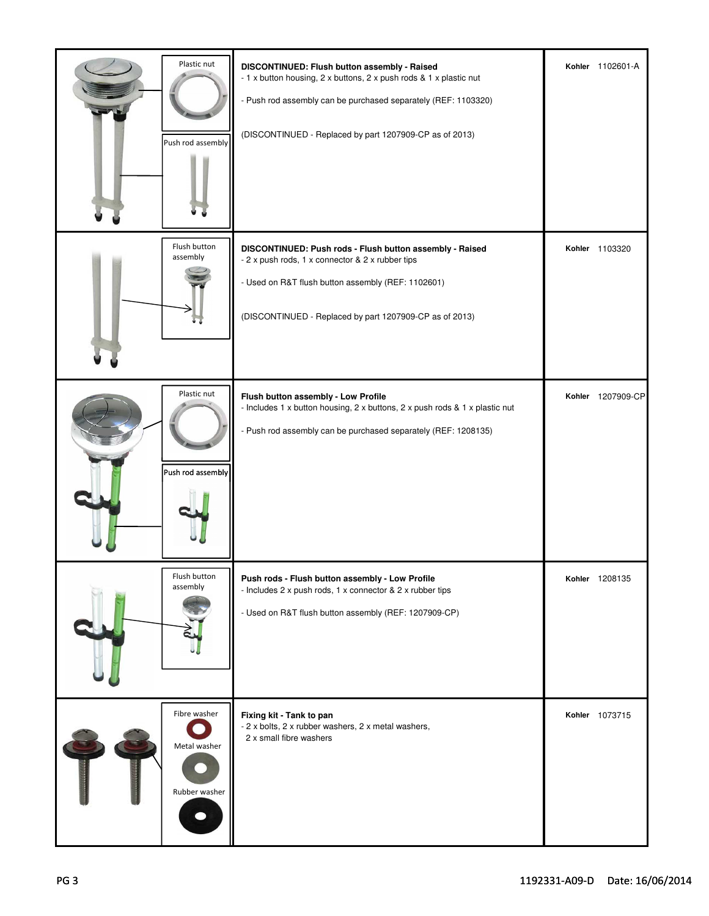| Image | Description | Part No. |
|---|---|---|
| Plastic nut<br>Push rod assembly | **DISCONTINUED: Flush button assembly - Raised**<br>- 1 x button housing, 2 x buttons, 2 x push rods & 1 x plastic nut<br><br>- Push rod assembly can be purchased separately (REF: 1103320)<br><br>(DISCONTINUED - Replaced by part 1207909-CP as of 2013) | **Kohler** 1102601-A |
| Flush button assembly | **DISCONTINUED: Push rods - Flush button assembly - Raised**<br>- 2 x push rods, 1 x connector & 2 x rubber tips<br><br>- Used on R&T flush button assembly (REF: 1102601)<br><br>(DISCONTINUED - Replaced by part 1207909-CP as of 2013) | **Kohler** 1103320 |
| Plastic nut<br>Push rod assembly | **Flush button assembly - Low Profile**<br>- Includes 1 x button housing, 2 x buttons, 2 x push rods & 1 x plastic nut<br><br>- Push rod assembly can be purchased separately (REF: 1208135) | **Kohler** 1207909-CP |
| Flush button assembly | **Push rods - Flush button assembly - Low Profile**<br>- Includes 2 x push rods, 1 x connector & 2 x rubber tips<br><br>- Used on R&T flush button assembly (REF: 1207909-CP) | **Kohler** 1208135 |
| Fibre washer<br>Metal washer<br>Rubber washer | **Fixing kit - Tank to pan**<br>- 2 x bolts, 2 x rubber washers, 2 x metal washers,<br>2 x small fibre washers | **Kohler** 1073715 |

1192331-A09-D Date: 16/06/2014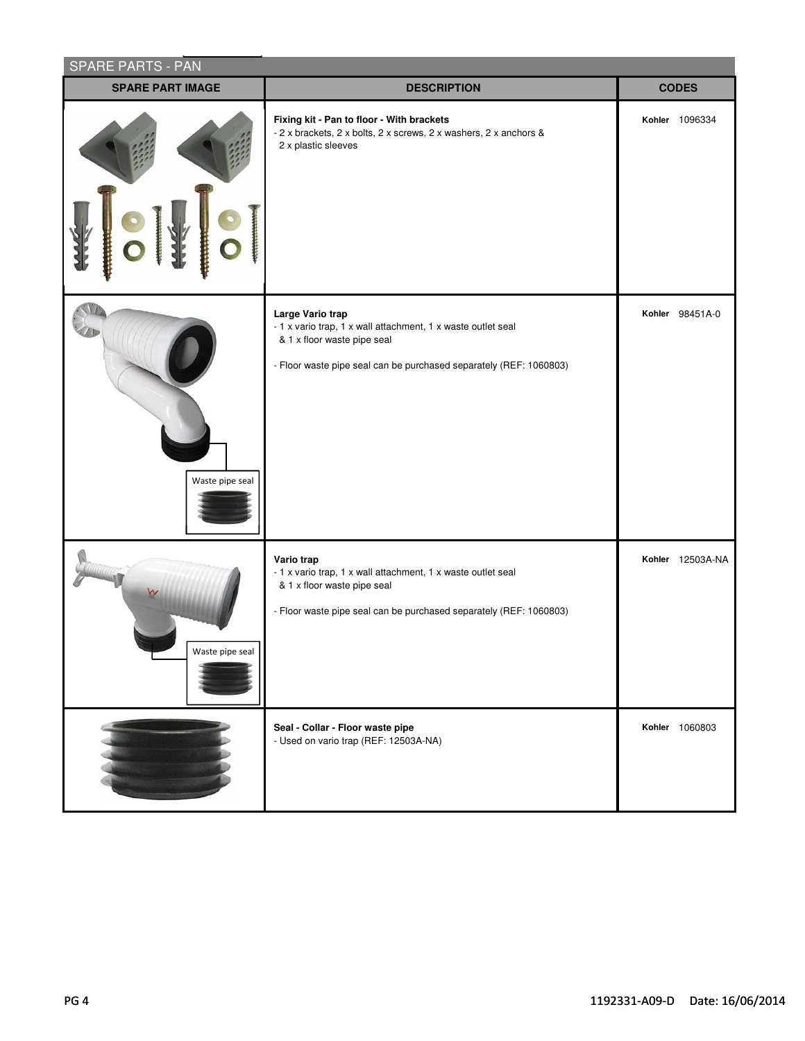## SPARE PARTS - PAN

| SPARE PART IMAGE | DESCRIPTION | CODES |
|---|---|---|
| | **Fixing kit - Pan to floor - With brackets**<br>- 2 x brackets, 2 x bolts, 2 x screws, 2 x washers, 2 x anchors & 2 x plastic sleeves | **Kohler** 1096334 |
| Waste pipe seal | **Large Vario trap**<br>- 1 x vario trap, 1 x wall attachment, 1 x waste outlet seal & 1 x floor waste pipe seal<br><br>- Floor waste pipe seal can be purchased separately (REF: 1060803) | **Kohler** 98451A-0 |
| Waste pipe seal | **Vario trap**<br>- 1 x vario trap, 1 x wall attachment, 1 x waste outlet seal & 1 x floor waste pipe seal<br><br>- Floor waste pipe seal can be purchased separately (REF: 1060803) | **Kohler** 12503A-NA |
| | **Seal - Collar - Floor waste pipe**<br>- Used on vario trap (REF: 12503A-NA) | **Kohler** 1060803 |

1192331-A09-D Date: 16/06/2014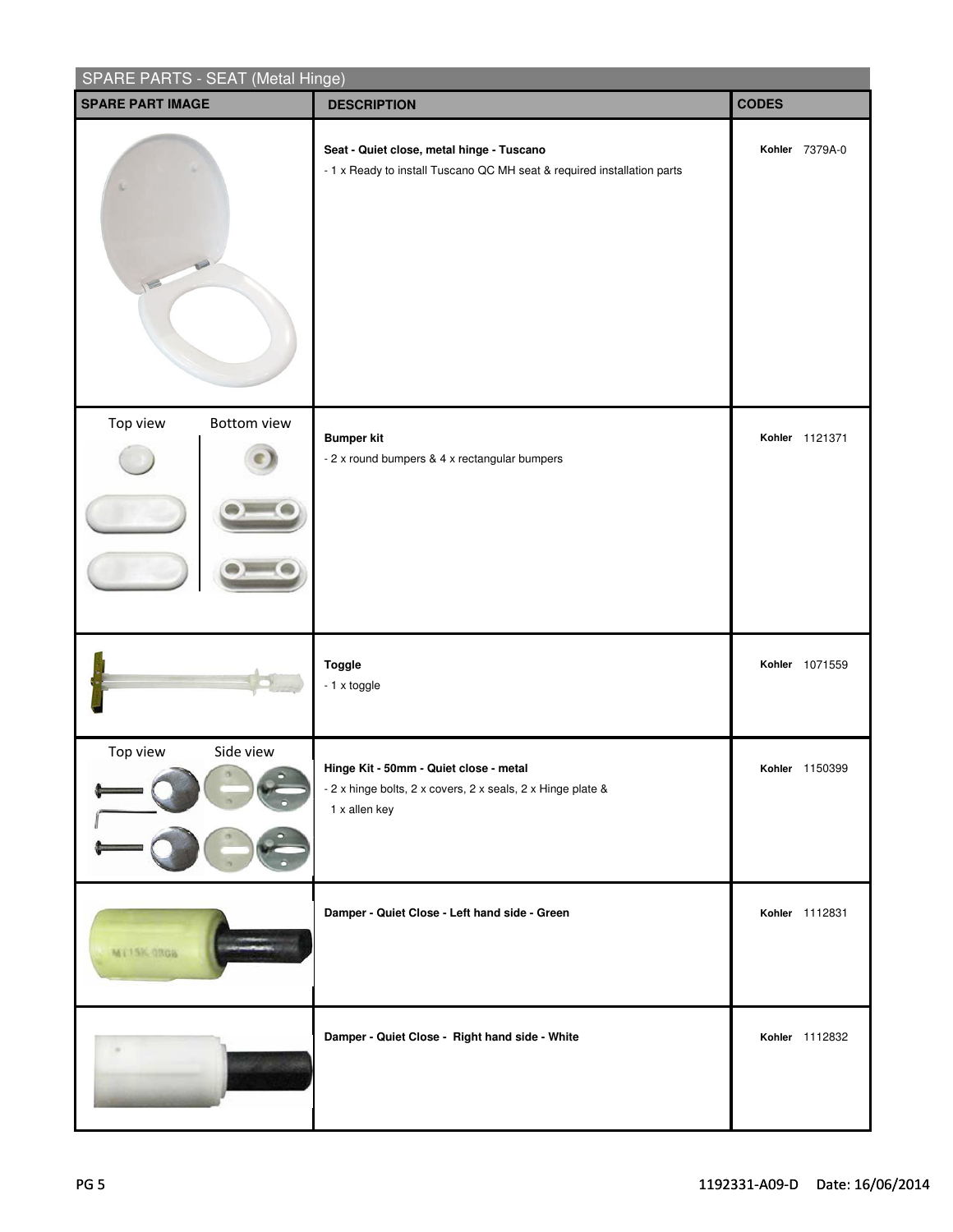## SPARE PARTS - SEAT (Metal Hinge)

| SPARE PART IMAGE | DESCRIPTION | CODES |
|---|---|---|
| | **Seat - Quiet close, metal hinge - Tuscano**<br>- 1 x Ready to install Tuscano QC MH seat & required installation parts | **Kohler** 7379A-0 |
| Top view / Bottom view | **Bumper kit**<br>- 2 x round bumpers & 4 x rectangular bumpers | **Kohler** 1121371 |
| | **Toggle**<br>- 1 x toggle | **Kohler** 1071559 |
| Top view / Side view | **Hinge Kit - 50mm - Quiet close - metal**<br>- 2 x hinge bolts, 2 x covers, 2 x seals, 2 x Hinge plate & 1 x allen key | **Kohler** 1150399 |
| | **Damper - Quiet Close - Left hand side - Green** | **Kohler** 1112831 |
| | **Damper - Quiet Close - Right hand side - White** | **Kohler** 1112832 |

1192331-A09-D Date: 16/06/2014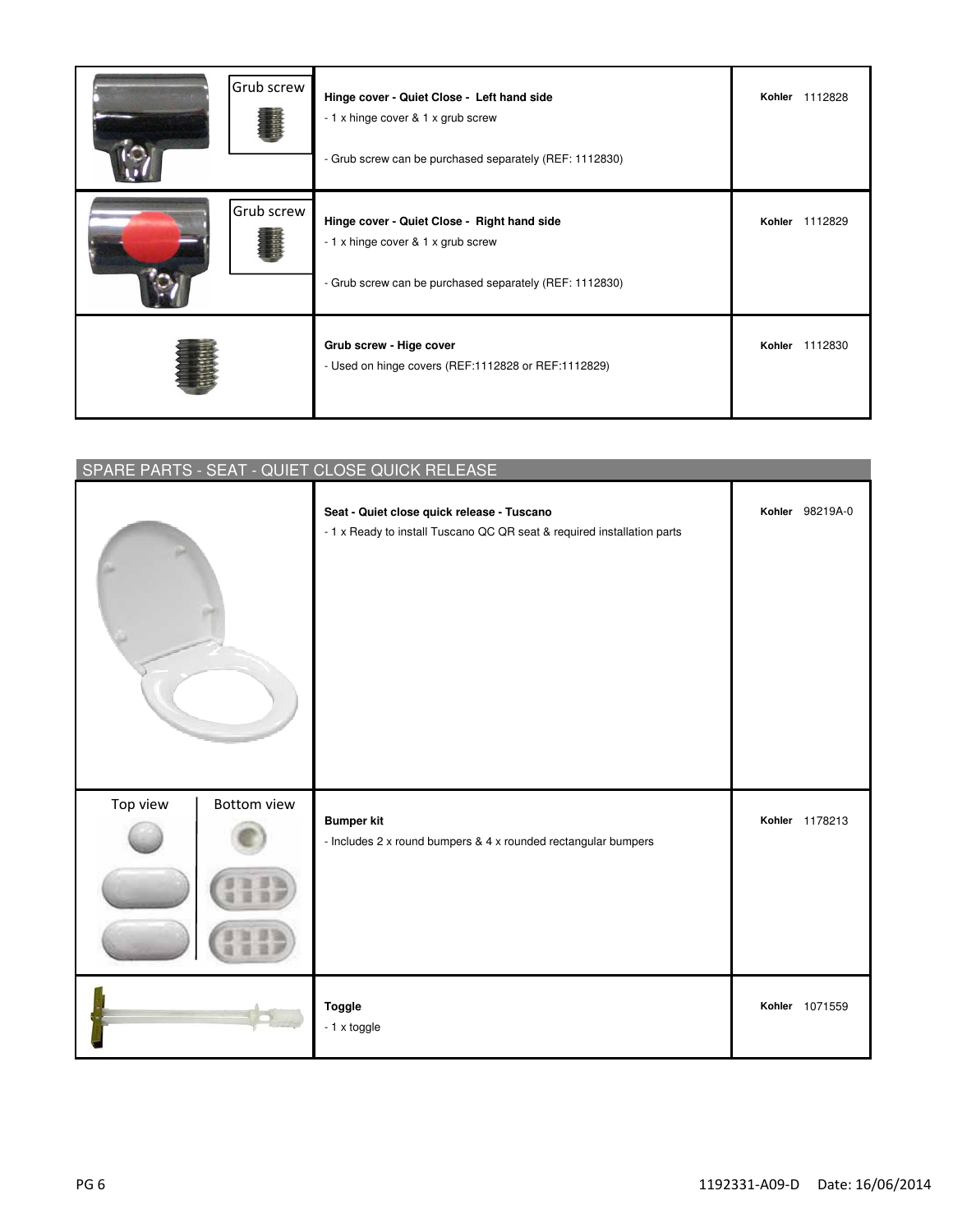| | | |
|---|---|---|
| Grub screw | **Hinge cover - Quiet Close - Left hand side**<br>- 1 x hinge cover & 1 x grub screw<br><br>- Grub screw can be purchased separately (REF: 1112830) | **Kohler** 1112828 |
| Grub screw | **Hinge cover - Quiet Close - Right hand side**<br>- 1 x hinge cover & 1 x grub screw<br><br>- Grub screw can be purchased separately (REF: 1112830) | **Kohler** 1112829 |
| | **Grub screw - Hige cover**<br>- Used on hinge covers (REF:1112828 or REF:1112829) | **Kohler** 1112830 |

## SPARE PARTS - SEAT - QUIET CLOSE QUICK RELEASE

| | | |
|---|---|---|
| | **Seat - Quiet close quick release - Tuscano**<br>- 1 x Ready to install Tuscano QC QR seat & required installation parts | **Kohler** 98219A-0 |
| Top view / Bottom view | **Bumper kit**<br>- Includes 2 x round bumpers & 4 x rounded rectangular bumpers | **Kohler** 1178213 |
| | **Toggle**<br>- 1 x toggle | **Kohler** 1071559 |

1192331-A09-D Date: 16/06/2014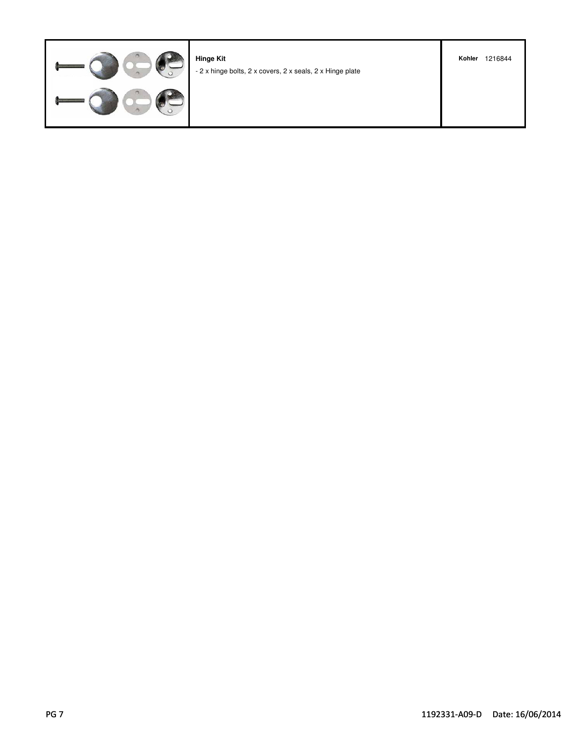| | | |
|---|---|---|
| | **Hinge Kit**<br>- 2 x hinge bolts, 2 x covers, 2 x seals, 2 x Hinge plate | **Kohler** 1216844 |